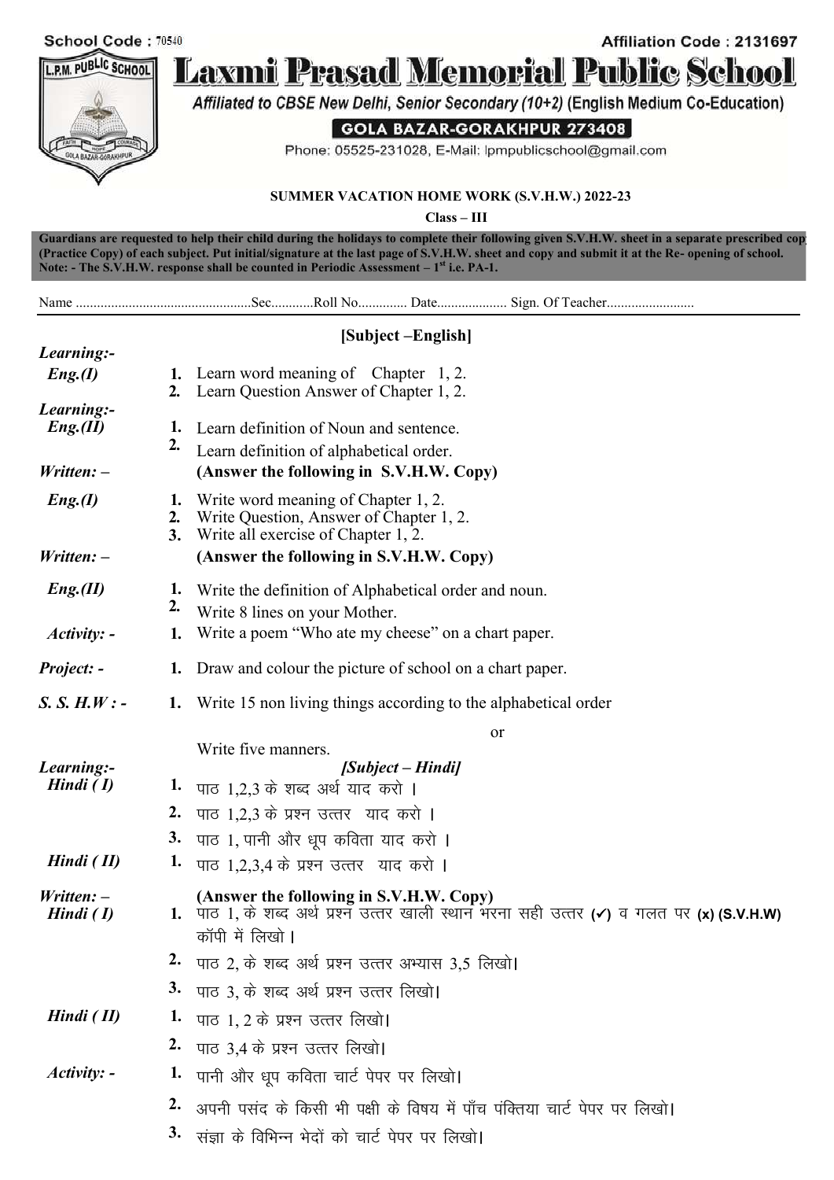School Code : 70540 Affiliation Code : 2131697

# Laxmi Prasad Memorial Public School

*Affiliated to CBSE New Delhi, Senior Secondary (10+2) (English Medium Co-Education)*

**GOLA BAZAR-GORAKHPUR 273408**

Phone: 05525-231028, E-Mail: lpmpublicschool@gmail.com

**SUMMER VACATION HOME WORK (S.V.H.W.) 2022-23**

**Class – III**

**Guardians are requested to help their child during the holidays to complete their following given S.V.H.W. sheet in a separate prescribed copy (Practice Copy) of each subject. Put initial/signature at the last page of S.V.H.W. sheet and copy and submit it at the Re- opening of school. Note: - The S.V.H.W. response shall be counted in Periodic Assessment – 1st i.e. PA-1.**

Name ..................................................Sec............Roll No............. Date.................... Sign. Of Teacher.........................

## [Subject –English]

***Learning:-***

***Eng.(I)***

1. Learn word meaning of Chapter 1, 2.
2. Learn Question Answer of Chapter 1, 2.

***Learning:-***

***Eng.(II)***

1. Learn definition of Noun and sentence.
2. Learn definition of alphabetical order.

***Written: –*** **(Answer the following in S.V.H.W. Copy)**

***Eng.(I)***

1. Write word meaning of Chapter 1, 2.
2. Write Question, Answer of Chapter 1, 2.
3. Write all exercise of Chapter 1, 2.

***Written: –*** **(Answer the following in S.V.H.W. Copy)**

***Eng.(II)***

1. Write the definition of Alphabetical order and noun.
2. Write 8 lines on your Mother.

***Activity: -***

1. Write a poem "Who ate my cheese" on a chart paper.

***Project: -***

1. Draw and colour the picture of school on a chart paper.

***S. S. H.W : -***

1. Write 15 non living things according to the alphabetical order

or

Write five manners.

## *[Subject – Hindi]*

***Learning:-***

***Hindi ( I)***

1. पाठ 1,2,3 के शब्द अर्थ याद करो ।
2. पाठ 1,2,3 के प्रश्न उत्तर याद करो ।
3. पाठ 1, पानी और धूप कविता याद करो ।

***Hindi ( II)***

1. पाठ 1,2,3,4 के प्रश्न उत्तर याद करो ।

***Written: –*** **(Answer the following in S.V.H.W. Copy)**

***Hindi ( I)***

1. पाठ 1, के शब्द अर्थ प्रश्न उत्तर खाली स्थान भरना सही उत्तर **(✓)** व गलत पर **(x) (S.V.H.W)** कॉपी में लिखो।
2. पाठ 2, के शब्द अर्थ प्रश्न उत्तर अभ्यास 3,5 लिखो।
3. पाठ 3, के शब्द अर्थ प्रश्न उत्तर लिखो।

***Hindi ( II)***

1. पाठ 1, 2 के प्रश्न उत्तर लिखो।
2. पाठ 3,4 के प्रश्न उत्तर लिखो।

***Activity: -***

1. पानी और धूप कविता चार्ट पेपर पर लिखो।
2. अपनी पसंद के किसी भी पक्षी के विषय में पाँच पंक्तिया चार्ट पेपर पर लिखो।
3. संज्ञा के विभिन्न भेदों को चार्ट पेपर पर लिखो।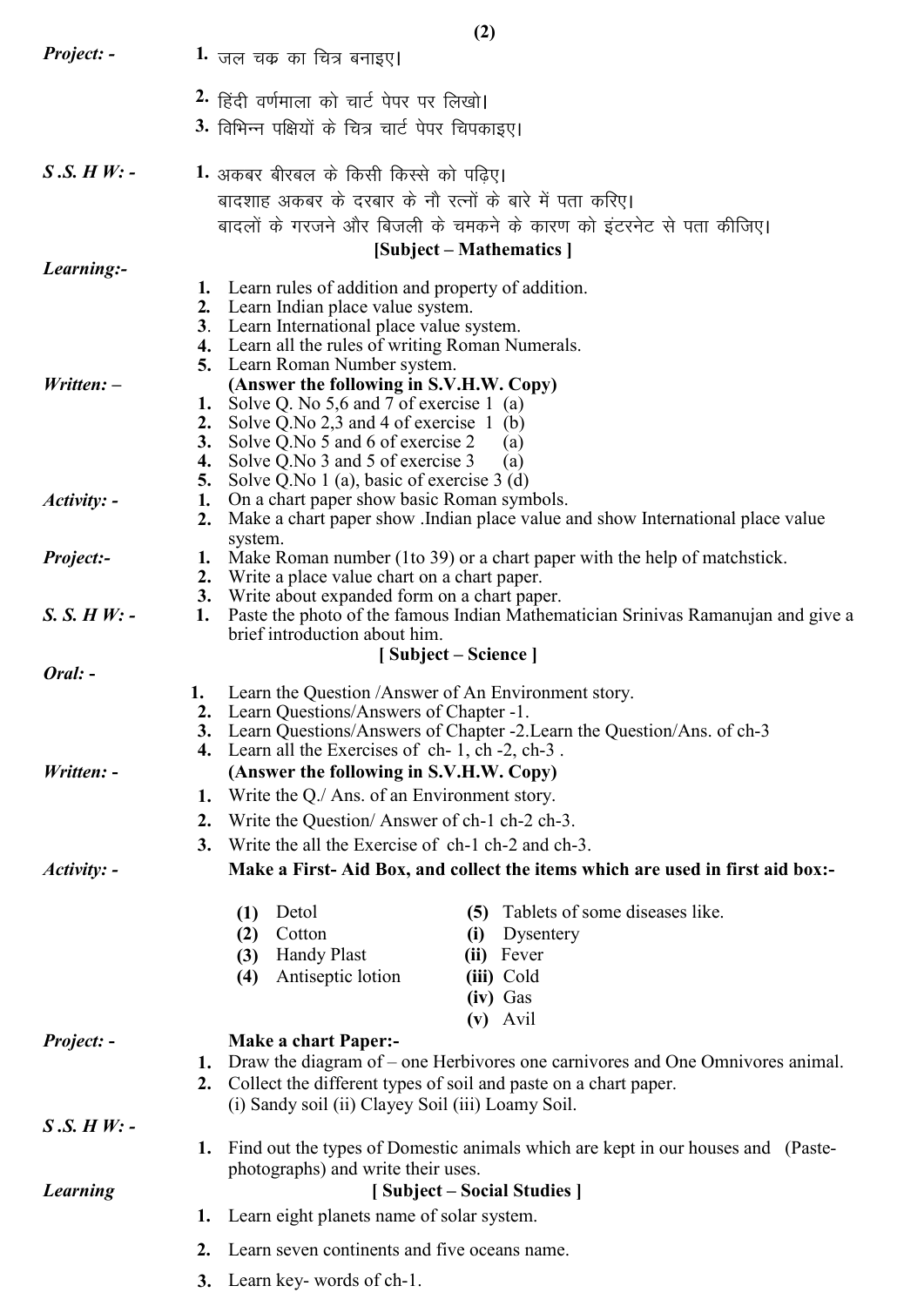**Project: -**

1. जल चक्र का चित्र बनाइए।
2. हिंदी वर्णमाला को चार्ट पेपर पर लिखो।
3. विभिन्न पक्षियों के चित्र चार्ट पेपर चिपकाइए।

**S .S. H W: -**

1. अकबर बीरबल के किसी किस्से को पढ़िए।
   बादशाह अकबर के दरबार के नौ रत्नों के बारे में पता करिए।
   बादलों के गरजने और बिजली के चमकने के कारण को इंटरनेट से पता कीजिए।

## [Subject – Mathematics ]

**Learning:-**

1. Learn rules of addition and property of addition.
2. Learn Indian place value system.
3. Learn International place value system.
4. Learn all the rules of writing Roman Numerals.
5. Learn Roman Number system.

**Written: –**

**(Answer the following in S.V.H.W. Copy)**

1. Solve Q. No 5,6 and 7 of exercise 1 (a)
2. Solve Q.No 2,3 and 4 of exercise 1 (b)
3. Solve Q.No 5 and 6 of exercise 2 (a)
4. Solve Q.No 3 and 5 of exercise 3 (a)
5. Solve Q.No 1 (a), basic of exercise 3 (d)

**Activity: -**

1. On a chart paper show basic Roman symbols.
2. Make a chart paper show .Indian place value and show International place value system.

**Project:-**

1. Make Roman number (1to 39) or a chart paper with the help of matchstick.
2. Write a place value chart on a chart paper.
3. Write about expanded form on a chart paper.

**S. S. H W: -**

1. Paste the photo of the famous Indian Mathematician Srinivas Ramanujan and give a brief introduction about him.

## [ Subject – Science ]

**Oral: -**

1. Learn the Question /Answer of An Environment story.
2. Learn Questions/Answers of Chapter -1.
3. Learn Questions/Answers of Chapter -2.Learn the Question/Ans. of ch-3
4. Learn all the Exercises of ch- 1, ch -2, ch-3 .

**Written: -**

**(Answer the following in S.V.H.W. Copy)**

1. Write the Q./ Ans. of an Environment story.
2. Write the Question/ Answer of ch-1 ch-2 ch-3.
3. Write the all the Exercise of ch-1 ch-2 and ch-3.

**Activity: -**

**Make a First- Aid Box, and collect the items which are used in first aid box:-**

(1) Detol
(2) Cotton
(3) Handy Plast
(4) Antiseptic lotion
(5) Tablets of some diseases like.
(i) Dysentery
(ii) Fever
(iii) Cold
(iv) Gas
(v) Avil

**Project: -**

**Make a chart Paper:-**

1. Draw the diagram of – one Herbivores one carnivores and One Omnivores animal.
2. Collect the different types of soil and paste on a chart paper.
   (i) Sandy soil (ii) Clayey Soil (iii) Loamy Soil.

**S .S. H W: -**

1. Find out the types of Domestic animals which are kept in our houses and (Paste-photographs) and write their uses.

## [ Subject – Social Studies ]

**Learning**

1. Learn eight planets name of solar system.
2. Learn seven continents and five oceans name.
3. Learn key- words of ch-1.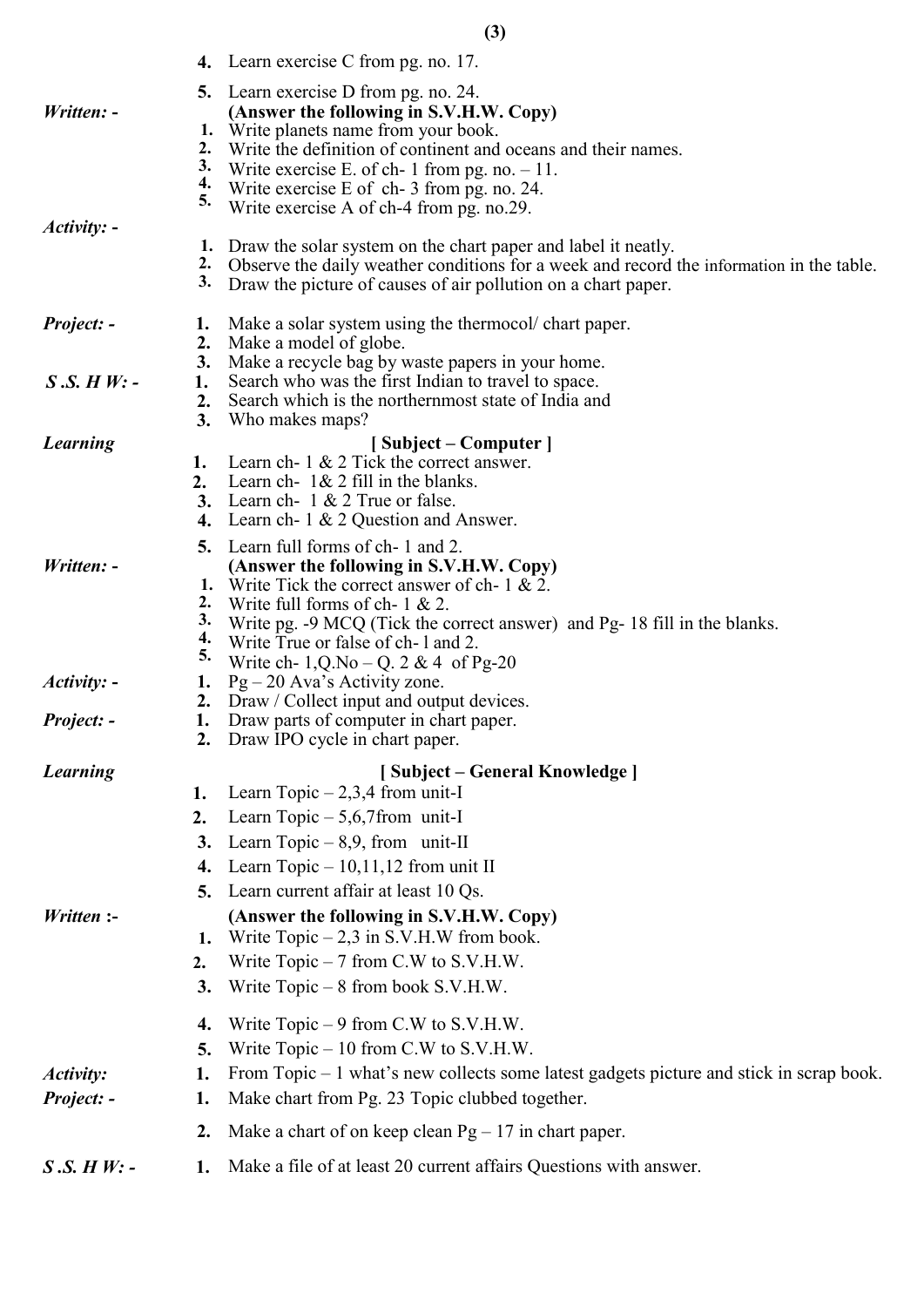4. Learn exercise C from pg. no. 17.
5. Learn exercise D from pg. no. 24.

***Written: -***

**(Answer the following in S.V.H.W. Copy)**

1. Write planets name from your book.
2. Write the definition of continent and oceans and their names.
3. Write exercise E. of ch- 1 from pg. no. – 11.
4. Write exercise E of ch- 3 from pg. no. 24.
5. Write exercise A of ch-4 from pg. no.29.

***Activity: -***

1. Draw the solar system on the chart paper and label it neatly.
2. Observe the daily weather conditions for a week and record the information in the table.
3. Draw the picture of causes of air pollution on a chart paper.

***Project: -***

1. Make a solar system using the thermocol/ chart paper.
2. Make a model of globe.
3. Make a recycle bag by waste papers in your home.

***S .S. H W: -***

1. Search who was the first Indian to travel to space.
2. Search which is the northernmost state of India and
3. Who makes maps?

## [ Subject – Computer ]

***Learning***

1. Learn ch- 1 & 2 Tick the correct answer.
2. Learn ch- 1& 2 fill in the blanks.
3. Learn ch- 1 & 2 True or false.
4. Learn ch- 1 & 2 Question and Answer.
5. Learn full forms of ch- 1 and 2.

***Written: -***

**(Answer the following in S.V.H.W. Copy)**

1. Write Tick the correct answer of ch- 1 & 2.
2. Write full forms of ch- 1 & 2.
3. Write pg. -9 MCQ (Tick the correct answer) and Pg- 18 fill in the blanks.
4. Write True or false of ch- l and 2.
5. Write ch- 1,Q.No – Q. 2 & 4 of Pg-20

***Activity: -***

1. Pg – 20 Ava's Activity zone.
2. Draw / Collect input and output devices.

***Project: -***

1. Draw parts of computer in chart paper.
2. Draw IPO cycle in chart paper.

## [ Subject – General Knowledge ]

***Learning***

1. Learn Topic – 2,3,4 from unit-I
2. Learn Topic – 5,6,7from unit-I
3. Learn Topic – 8,9, from unit-II
4. Learn Topic – 10,11,12 from unit II
5. Learn current affair at least 10 Qs.

***Written :-***

**(Answer the following in S.V.H.W. Copy)**

1. Write Topic – 2,3 in S.V.H.W from book.
2. Write Topic – 7 from C.W to S.V.H.W.
3. Write Topic – 8 from book S.V.H.W.
4. Write Topic – 9 from C.W to S.V.H.W.
5. Write Topic – 10 from C.W to S.V.H.W.

***Activity:***

1. From Topic – 1 what's new collects some latest gadgets picture and stick in scrap book.

***Project: -***

1. Make chart from Pg. 23 Topic clubbed together.
2. Make a chart of on keep clean Pg – 17 in chart paper.

***S .S. H W: -***

1. Make a file of at least 20 current affairs Questions with answer.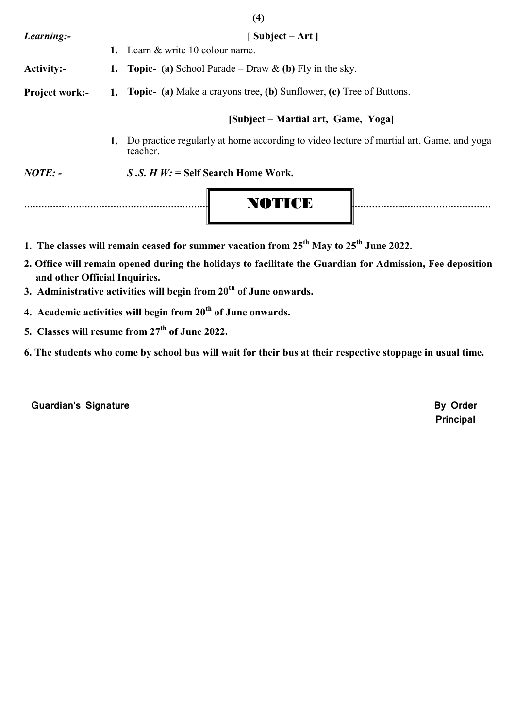**[ Subject – Art ]**

***Learning:-***

1. Learn & write 10 colour name.

**Activity:-**

1. **Topic- (a)** School Parade – Draw & **(b)** Fly in the sky.

**Project work:-**

1. **Topic- (a)** Make a crayons tree, **(b)** Sunflower, **(c)** Tree of Buttons.

**[Subject – Martial art, Game, Yoga]**

1. Do practice regularly at home according to video lecture of martial art, Game, and yoga teacher.

***NOTE: -*** ***S .S. H W:*** **= Self Search Home Work.**

## NOTICE

1. **The classes will remain ceased for summer vacation from 25th May to 25th June 2022.**
2. **Office will remain opened during the holidays to facilitate the Guardian for Admission, Fee deposition and other Official Inquiries.**
3. **Administrative activities will begin from 20th of June onwards.**
4. **Academic activities will begin from 20th of June onwards.**
5. **Classes will resume from 27th of June 2022.**
6. **The students who come by school bus will wait for their bus at their respective stoppage in usual time.**

**Guardian's Signature**

**By Order**
**Principal**